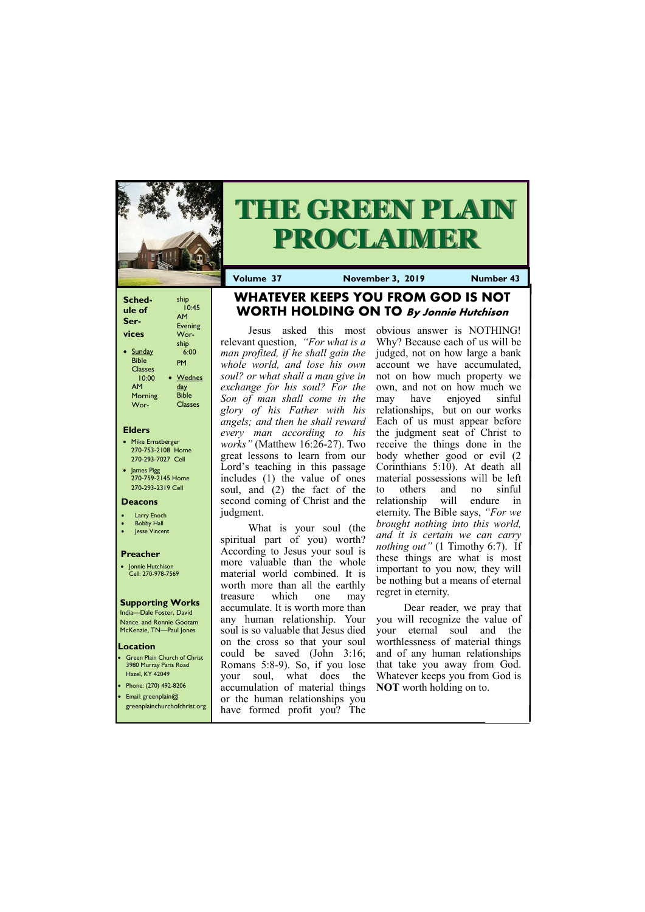# THE GREEN PLAIN PROCLAIMER

**Volume 37** **November 3, 2019** **Number 43**

## Schedule of Services

- Sunday Bible Classes 10:00 AM
- Morning Worship 10:45 AM
- Evening Worship 6:00 PM
- Wednesday Bible Classes

### Elders

- Mike Ernstberger 270-753-2108 Home 270-293-7027 Cell
- James Pigg 270-759-2145 Home 270-293-2319 Cell

### Deacons

- Larry Enoch
- Bobby Hall
- Jesse Vincent

### Preacher

- Jonnie Hutchison Cell: 270-978-7569

### Supporting Works

India—Dale Foster, David Nance. and Ronnie Gootam McKenzie, TN—Paul Jones

### Location

- Green Plain Church of Christ 3980 Murray Paris Road Hazel, KY 42049
- Phone: (270) 492-8206
- Email: greenplain@greenplainchurchofchrist.org

## WHATEVER KEEPS YOU FROM GOD IS NOT WORTH HOLDING ON TO *By Jonnie Hutchison*

Jesus asked this most relevant question, *"For what is a man profited, if he shall gain the whole world, and lose his own soul? or what shall a man give in exchange for his soul? For the Son of man shall come in the glory of his Father with his angels; and then he shall reward every man according to his works"* (Matthew 16:26-27). Two great lessons to learn from our Lord's teaching in this passage includes (1) the value of ones soul, and (2) the fact of the second coming of Christ and the judgment.

What is your soul (the spiritual part of you) worth? According to Jesus your soul is more valuable than the whole material world combined. It is worth more than all the earthly treasure which one may accumulate. It is worth more than any human relationship. Your soul is so valuable that Jesus died on the cross so that your soul could be saved (John 3:16; Romans 5:8-9). So, if you lose your soul, what does the accumulation of material things or the human relationships you have formed profit you? The obvious answer is NOTHING! Why? Because each of us will be judged, not on how large a bank account we have accumulated, not on how much property we own, and not on how much we may have enjoyed sinful relationships, but on our works Each of us must appear before the judgment seat of Christ to receive the things done in the body whether good or evil (2 Corinthians 5:10). At death all material possessions will be left to others and no sinful relationship will endure in eternity. The Bible says, *"For we brought nothing into this world, and it is certain we can carry nothing out"* (1 Timothy 6:7). If these things are what is most important to you now, they will be nothing but a means of eternal regret in eternity.

Dear reader, we pray that you will recognize the value of your eternal soul and the worthlessness of material things and of any human relationships that take you away from God. Whatever keeps you from God is **NOT** worth holding on to.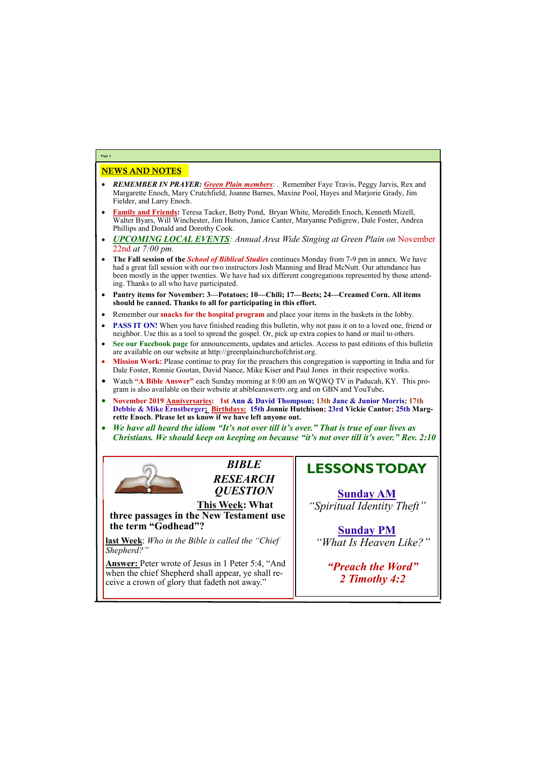## NEWS AND NOTES

- ***REMEMBER IN PRAYER: Green Plain members***: . Remember Faye Travis, Peggy Jarvis, Rex and Margarette Enoch, Mary Crutchfield, Joanne Barnes, Maxine Pool, Hayes and Marjorie Grady, Jim Fielder, and Larry Enoch.
- **Family and Friends:** Teresa Tacker, Betty Pond, Bryan White, Meredith Enoch, Kenneth Mizell, Walter Byars, Will Winchester, Jim Hutson, Janice Canter, Maryanne Pedigrew, Dale Foster, Andrea Phillips and Donald and Dorothy Cook.
- ***UPCOMING LOCAL EVENTS****: Annual Area Wide Singing at Green Plain on* November 22nd *at 7:00 pm.*
- **The Fall session of the *School of Biblical Studies*** continues Monday from 7-9 pm in annex. We have had a great fall session with our two instructors Josh Manning and Brad McNutt. Our attendance has been mostly in the upper twenties. We have had six different congregations represented by those attending. Thanks to all who have participated.
- **Pantry items for November: 3—Potatoes; 10—Chili; 17—Beets; 24—Creamed Corn. All items should be canned. Thanks to all for participating in this effort.**
- Remember our **snacks for the hospital program** and place your items in the baskets in the lobby.
- **PASS IT ON!** When you have finished reading this bulletin, why not pass it on to a loved one, friend or neighbor. Use this as a tool to spread the gospel. Or, pick up extra copies to hand or mail to others.
- **See our Facebook page** for announcements, updates and articles. Access to past editions of this bulletin are available on our website at http://greenplainchurchofchrist.org.
- **Mission Work:** Please continue to pray for the preachers this congregation is supporting in India and for Dale Foster, Ronnie Gootan, David Nance, Mike Kiser and Paul Jones in their respective works.
- Watch **"A Bible Answer"** each Sunday morning at 8:00 am on WQWQ TV in Paducah, KY. This program is also available on their website at abibleanswertv.org and on GBN and YouTube**.**
- **November 2019 Anniversaries: 1st Ann & David Thompson; 13th Jane & Junior Morris; 17th Debbie & Mike Ernstberger; Birthdays: 15th Jonnie Hutchison; 23rd Vickie Cantor; 25th Margrette Enoch. Please let us know if we have left anyone out.**
- ***We have all heard the idiom "It's not over till it's over." That is true of our lives as Christians. We should keep on keeping on because "it's not over till it's over." Rev. 2:10***

### *BIBLE RESEARCH QUESTION*

**This Week: What three passages in the New Testament use the term "Godhead"?**

**last Week**: *Who in the Bible is called the "Chief Shepherd?"*

**Answer:** Peter wrote of Jesus in 1 Peter 5:4, "And when the chief Shepherd shall appear, ye shall receive a crown of glory that fadeth not away."

## LESSONS TODAY

**Sunday AM**
*"Spiritual Identity Theft"*

**Sunday PM**
*"What Is Heaven Like?"*

***"Preach the Word"***
***2 Timothy 4:2***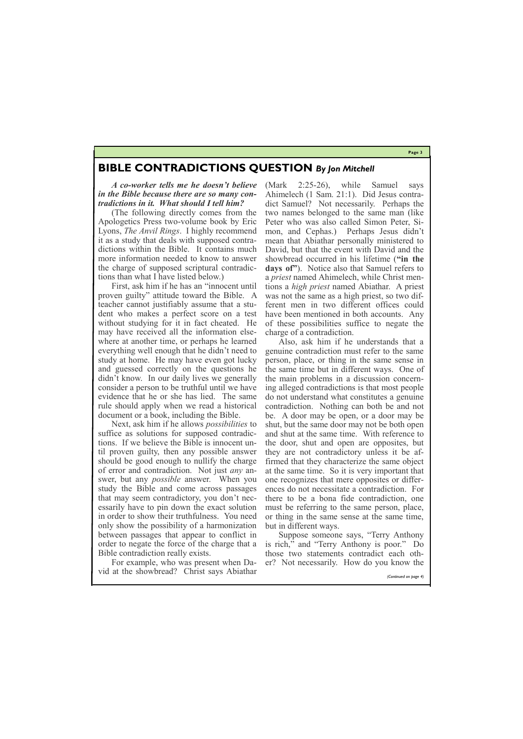# BIBLE CONTRADICTIONS QUESTION *By Jon Mitchell*

***A co-worker tells me he doesn't believe in the Bible because there are so many contradictions in it. What should I tell him?***

(The following directly comes from the Apologetics Press two-volume book by Eric Lyons, *The Anvil Rings*. I highly recommend it as a study that deals with supposed contradictions within the Bible. It contains much more information needed to know to answer the charge of supposed scriptural contradictions than what I have listed below.)

First, ask him if he has an "innocent until proven guilty" attitude toward the Bible. A teacher cannot justifiably assume that a student who makes a perfect score on a test without studying for it in fact cheated. He may have received all the information elsewhere at another time, or perhaps he learned everything well enough that he didn't need to study at home. He may have even got lucky and guessed correctly on the questions he didn't know. In our daily lives we generally consider a person to be truthful until we have evidence that he or she has lied. The same rule should apply when we read a historical document or a book, including the Bible.

Next, ask him if he allows *possibilities* to suffice as solutions for supposed contradictions. If we believe the Bible is innocent until proven guilty, then any possible answer should be good enough to nullify the charge of error and contradiction. Not just *any* answer, but any *possible* answer. When you study the Bible and come across passages that may seem contradictory, you don't necessarily have to pin down the exact solution in order to show their truthfulness. You need only show the possibility of a harmonization between passages that appear to conflict in order to negate the force of the charge that a Bible contradiction really exists.

For example, who was present when David at the showbread? Christ says Abiathar (Mark 2:25-26), while Samuel says Ahimelech (1 Sam. 21:1). Did Jesus contradict Samuel? Not necessarily. Perhaps the two names belonged to the same man (like Peter who was also called Simon Peter, Simon, and Cephas.) Perhaps Jesus didn't mean that Abiathar personally ministered to David, but that the event with David and the showbread occurred in his lifetime (**"in the days of"**). Notice also that Samuel refers to a *priest* named Ahimelech, while Christ mentions a *high priest* named Abiathar. A priest was not the same as a high priest, so two different men in two different offices could have been mentioned in both accounts. Any of these possibilities suffice to negate the charge of a contradiction.

Also, ask him if he understands that a genuine contradiction must refer to the same person, place, or thing in the same sense in the same time but in different ways. One of the main problems in a discussion concerning alleged contradictions is that most people do not understand what constitutes a genuine contradiction. Nothing can both be and not be. A door may be open, or a door may be shut, but the same door may not be both open and shut at the same time. With reference to the door, shut and open are opposites, but they are not contradictory unless it be affirmed that they characterize the same object at the same time. So it is very important that one recognizes that mere opposites or differences do not necessitate a contradiction. For there to be a bona fide contradiction, one must be referring to the same person, place, or thing in the same sense at the same time, but in different ways.

Suppose someone says, "Terry Anthony is rich," and "Terry Anthony is poor." Do those two statements contradict each other? Not necessarily. How do you know the

*(Continued on page 4)*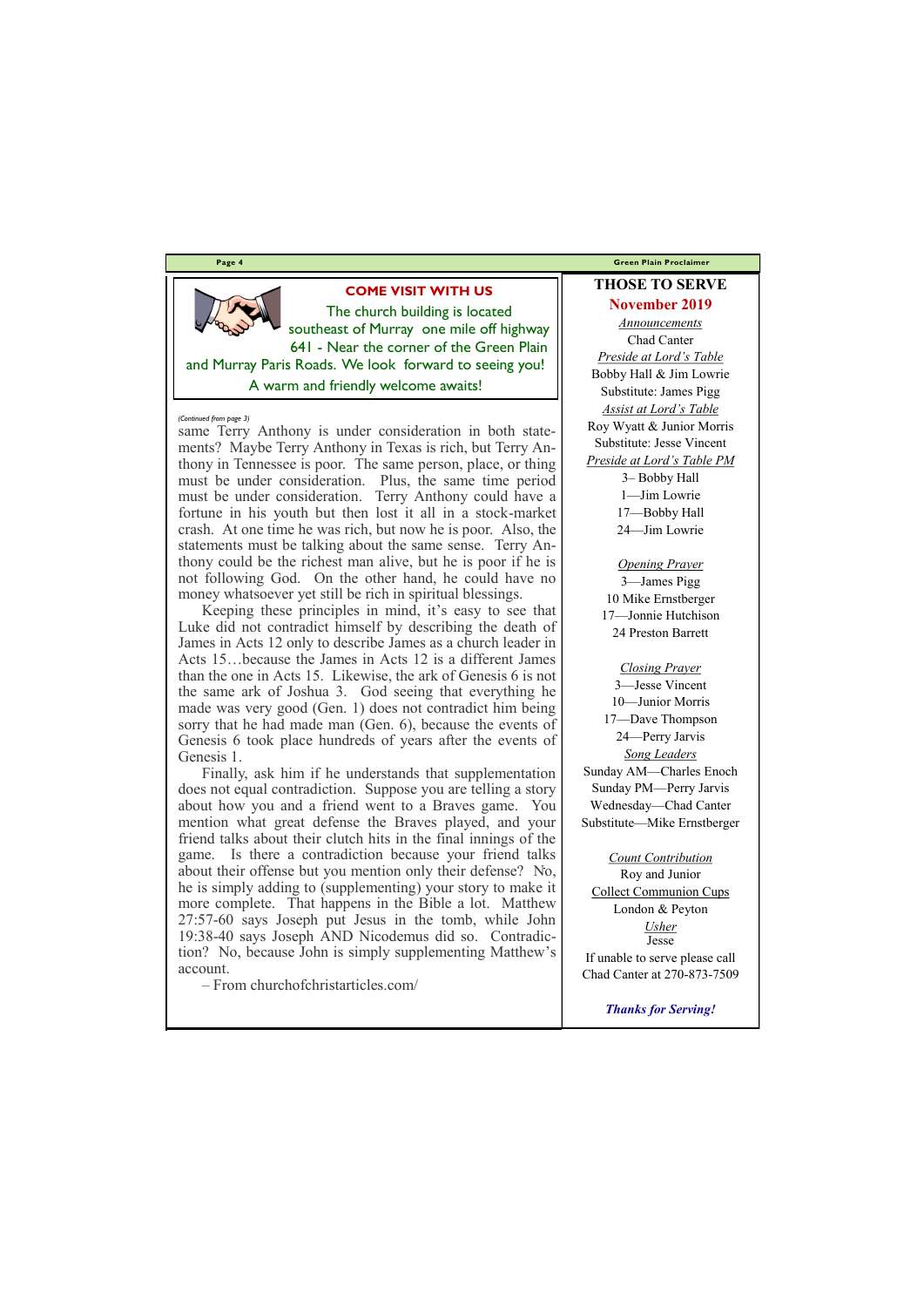## COME VISIT WITH US

The church building is located southeast of Murray one mile off highway 641 - Near the corner of the Green Plain and Murray Paris Roads. We look forward to seeing you! A warm and friendly welcome awaits!

*(Continued from page 3)*

same Terry Anthony is under consideration in both statements? Maybe Terry Anthony in Texas is rich, but Terry Anthony in Tennessee is poor. The same person, place, or thing must be under consideration. Plus, the same time period must be under consideration. Terry Anthony could have a fortune in his youth but then lost it all in a stock-market crash. At one time he was rich, but now he is poor. Also, the statements must be talking about the same sense. Terry Anthony could be the richest man alive, but he is poor if he is not following God. On the other hand, he could have no money whatsoever yet still be rich in spiritual blessings.

Keeping these principles in mind, it's easy to see that Luke did not contradict himself by describing the death of James in Acts 12 only to describe James as a church leader in Acts 15…because the James in Acts 12 is a different James than the one in Acts 15. Likewise, the ark of Genesis 6 is not the same ark of Joshua 3. God seeing that everything he made was very good (Gen. 1) does not contradict him being sorry that he had made man (Gen. 6), because the events of Genesis 6 took place hundreds of years after the events of Genesis 1.

Finally, ask him if he understands that supplementation does not equal contradiction. Suppose you are telling a story about how you and a friend went to a Braves game. You mention what great defense the Braves played, and your friend talks about their clutch hits in the final innings of the game. Is there a contradiction because your friend talks about their offense but you mention only their defense? No, he is simply adding to (supplementing) your story to make it more complete. That happens in the Bible a lot. Matthew 27:57-60 says Joseph put Jesus in the tomb, while John 19:38-40 says Joseph AND Nicodemus did so. Contradiction? No, because John is simply supplementing Matthew's account.

– From churchofchristarticles.com/

## THOSE TO SERVE

**November 2019**

*Announcements*
Chad Canter

*Preside at Lord's Table*
Bobby Hall & Jim Lowrie
Substitute: James Pigg

*Assist at Lord's Table*
Roy Wyatt & Junior Morris
Substitute: Jesse Vincent

*Preside at Lord's Table PM*
3– Bobby Hall
1—Jim Lowrie
17—Bobby Hall
24—Jim Lowrie

*Opening Prayer*
3—James Pigg
10 Mike Ernstberger
17—Jonnie Hutchison
24 Preston Barrett

*Closing Prayer*
3—Jesse Vincent
10—Junior Morris
17—Dave Thompson
24—Perry Jarvis

*Song Leaders*
Sunday AM—Charles Enoch
Sunday PM—Perry Jarvis
Wednesday—Chad Canter
Substitute—Mike Ernstberger

*Count Contribution*
Roy and Junior

Collect Communion Cups
London & Peyton

*Usher*
Jesse

If unable to serve please call Chad Canter at 270-873-7509

***Thanks for Serving!***